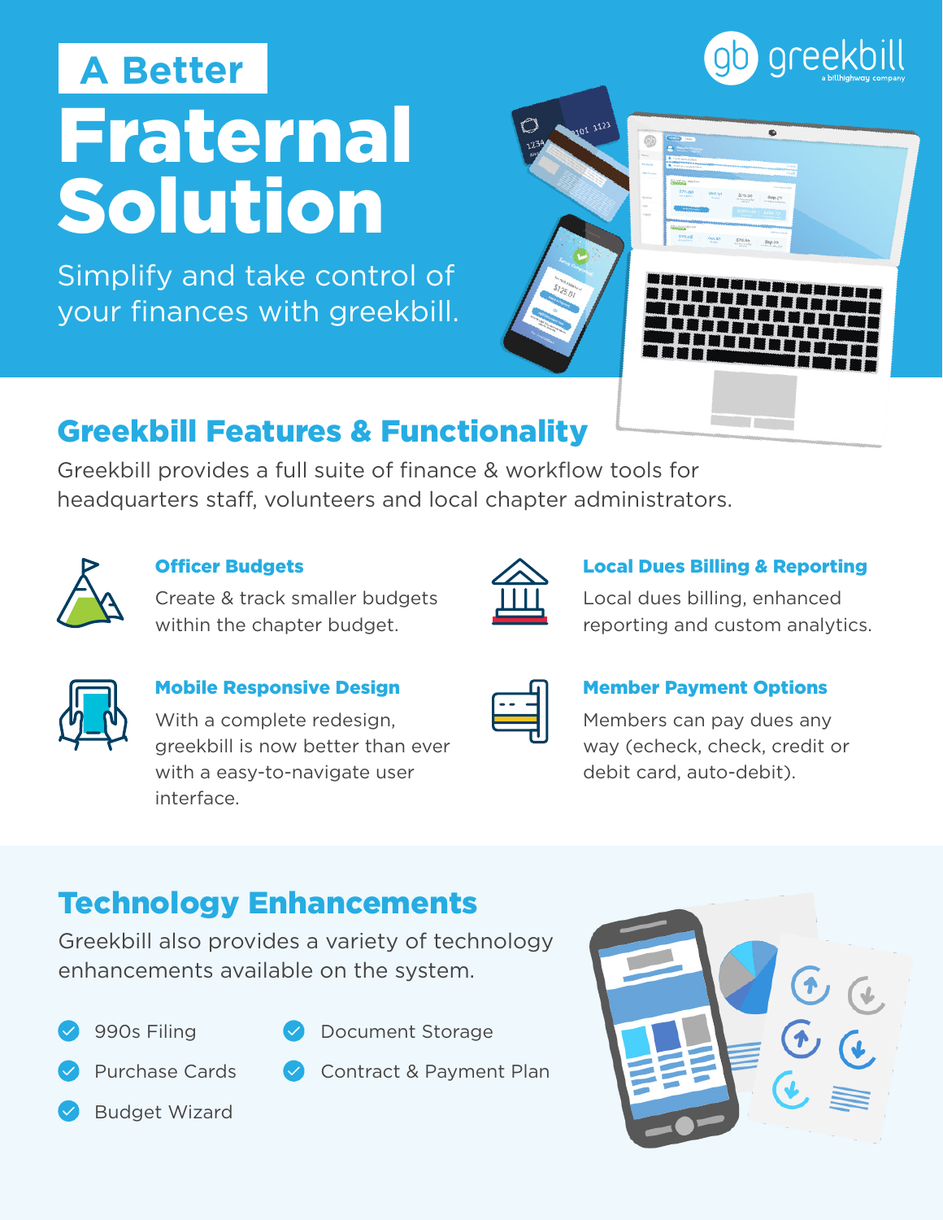# A Better Fraternal Solution

Simplify and take control of your finances with greekbill.

greekbill
a billhighway company

## Greekbill Features & Functionality

Greekbill provides a full suite of finance & workflow tools for headquarters staff, volunteers and local chapter administrators.

### Officer Budgets

Create & track smaller budgets within the chapter budget.

### Local Dues Billing & Reporting

Local dues billing, enhanced reporting and custom analytics.

### Mobile Responsive Design

With a complete redesign, greekbill is now better than ever with a easy-to-navigate user interface.

### Member Payment Options

Members can pay dues any way (echeck, check, credit or debit card, auto-debit).

## Technology Enhancements

Greekbill also provides a variety of technology enhancements available on the system.

- 990s Filing
- Purchase Cards
- Budget Wizard
- Document Storage
- Contract & Payment Plan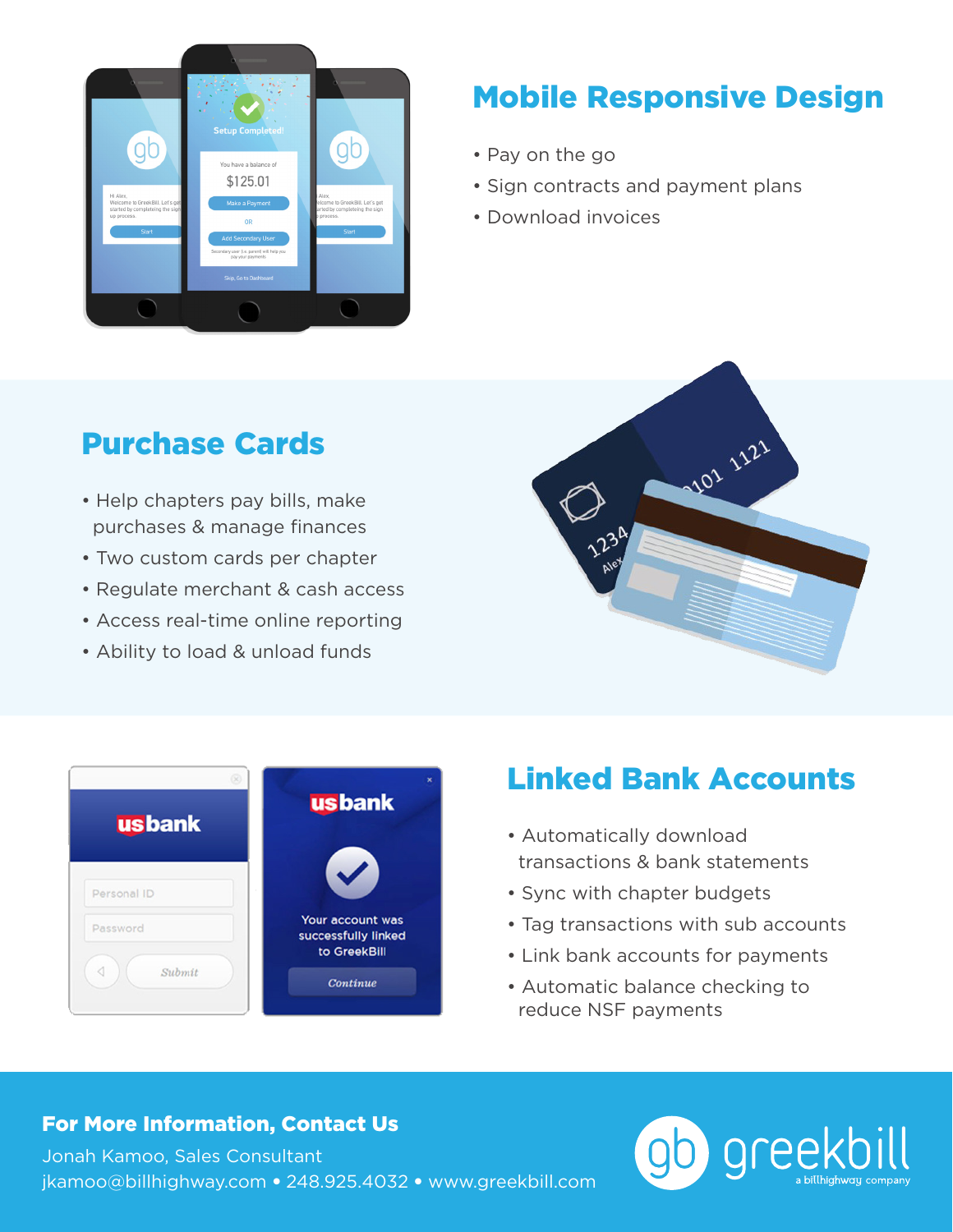## Mobile Responsive Design

- Pay on the go
- Sign contracts and payment plans
- Download invoices

## Purchase Cards

- Help chapters pay bills, make purchases & manage finances
- Two custom cards per chapter
- Regulate merchant & cash access
- Access real-time online reporting
- Ability to load & unload funds

## Linked Bank Accounts

- Automatically download transactions & bank statements
- Sync with chapter budgets
- Tag transactions with sub accounts
- Link bank accounts for payments
- Automatic balance checking to reduce NSF payments

**For More Information, Contact Us**

Jonah Kamoo, Sales Consultant
jkamoo@billhighway.com • 248.925.4032 • www.greekbill.com

greekbill
a billhighway company